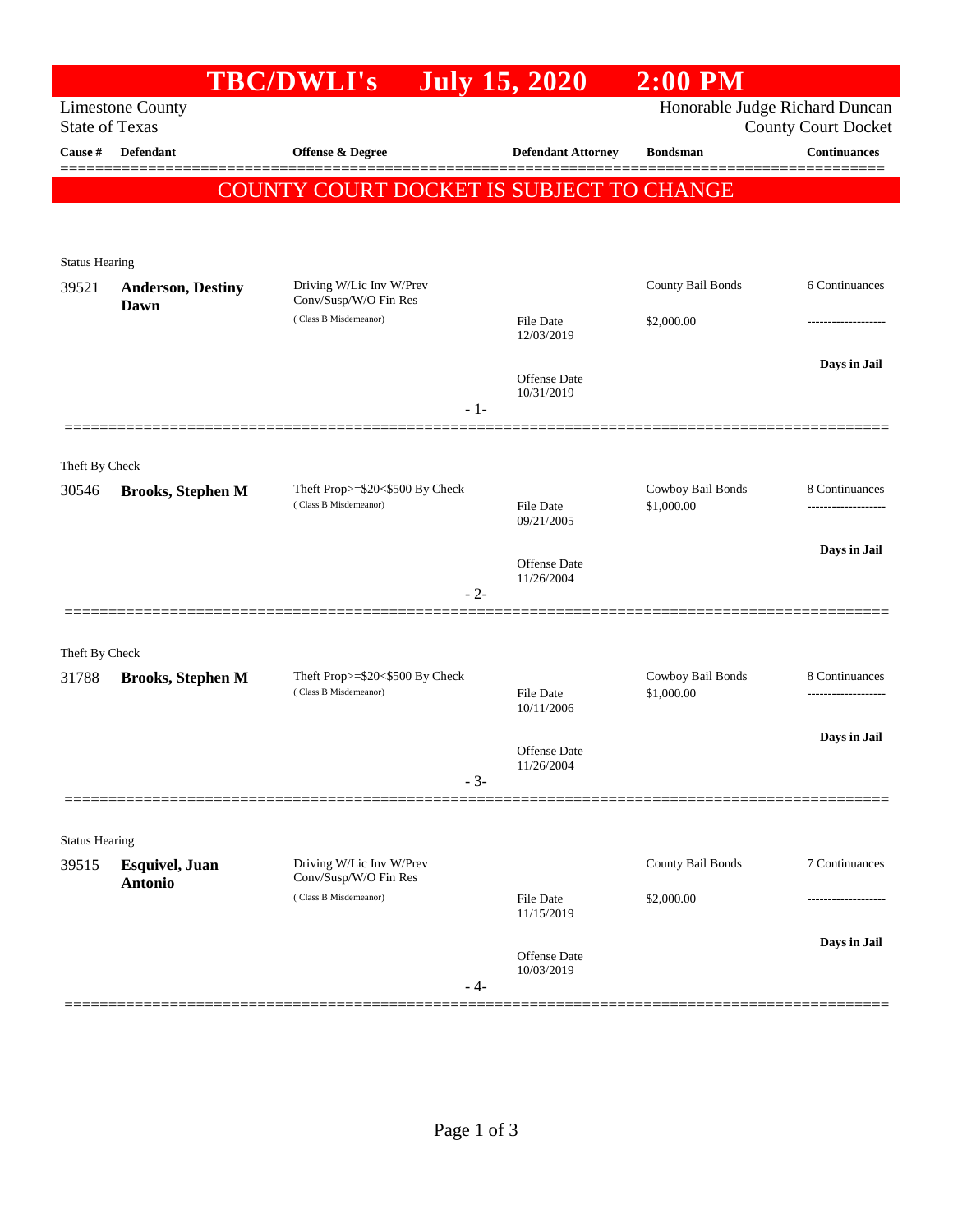# TBC/DWLI's July 15, 2020 2:00 PM

Limestone County
State of Texas

Honorable Judge Richard Duncan
County Court Docket

| Cause # | Defendant | Offense & Degree | Defendant Attorney | Bondsman | Continuances |
|---|---|---|---|---|---|

**COUNTY COURT DOCKET IS SUBJECT TO CHANGE**

Status Hearing

| Cause # | Defendant | Offense & Degree | Defendant Attorney | Bondsman | Continuances |
|---|---|---|---|---|---|
| 39521 | **Anderson, Destiny Dawn** | Driving W/Lic Inv W/Prev Conv/Susp/W/O Fin Res ( Class B Misdemeanor) | File Date 12/03/2019 | County Bail Bonds $2,000.00 | 6 Continuances |
| | | | Offense Date 10/31/2019 | | **Days in Jail** |

- 1-

Theft By Check

| Cause # | Defendant | Offense & Degree | Defendant Attorney | Bondsman | Continuances |
|---|---|---|---|---|---|
| 30546 | **Brooks, Stephen M** | Theft Prop>=$20<$500 By Check ( Class B Misdemeanor) | File Date 09/21/2005 | Cowboy Bail Bonds $1,000.00 | 8 Continuances |
| | | | Offense Date 11/26/2004 | | **Days in Jail** |

- 2-

Theft By Check

| Cause # | Defendant | Offense & Degree | Defendant Attorney | Bondsman | Continuances |
|---|---|---|---|---|---|
| 31788 | **Brooks, Stephen M** | Theft Prop>=$20<$500 By Check ( Class B Misdemeanor) | File Date 10/11/2006 | Cowboy Bail Bonds $1,000.00 | 8 Continuances |
| | | | Offense Date 11/26/2004 | | **Days in Jail** |

- 3-

Status Hearing

| Cause # | Defendant | Offense & Degree | Defendant Attorney | Bondsman | Continuances |
|---|---|---|---|---|---|
| 39515 | **Esquivel, Juan Antonio** | Driving W/Lic Inv W/Prev Conv/Susp/W/O Fin Res ( Class B Misdemeanor) | File Date 11/15/2019 | County Bail Bonds $2,000.00 | 7 Continuances |
| | | | Offense Date 10/03/2019 | | **Days in Jail** |

- 4-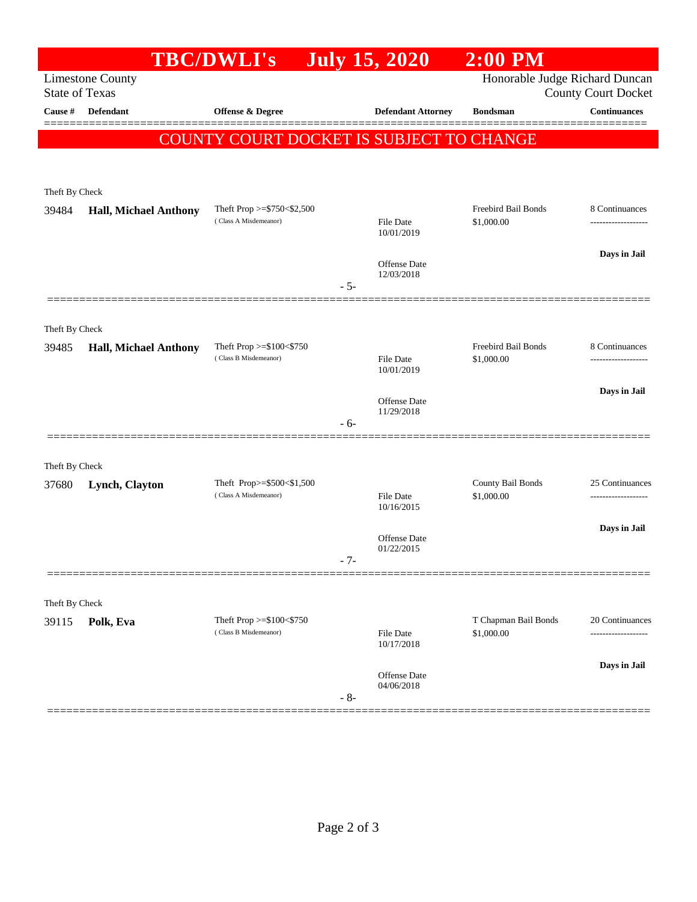# TBC/DWLI's July 15, 2020 2:00 PM

Limestone County
State of Texas

Honorable Judge Richard Duncan
County Court Docket

| Cause # | Defendant | Offense & Degree | Defendant Attorney | Bondsman | Continuances |
|---|---|---|---|---|---|

**COUNTY COURT DOCKET IS SUBJECT TO CHANGE**

---

Theft By Check

| Cause # | Defendant | Offense & Degree | Defendant Attorney | Bondsman | Continuances |
|---|---|---|---|---|---|
| 39484 | **Hall, Michael Anthony** | Theft Prop >=$750<$2,500 (Class A Misdemeanor) | File Date 10/01/2019 | Freebird Bail Bonds $1,000.00 | 8 Continuances |
| | | | Offense Date 12/03/2018 | | Days in Jail |

- 5-

---

Theft By Check

| Cause # | Defendant | Offense & Degree | Defendant Attorney | Bondsman | Continuances |
|---|---|---|---|---|---|
| 39485 | **Hall, Michael Anthony** | Theft Prop >=$100<$750 (Class B Misdemeanor) | File Date 10/01/2019 | Freebird Bail Bonds $1,000.00 | 8 Continuances |
| | | | Offense Date 11/29/2018 | | Days in Jail |

- 6-

---

Theft By Check

| Cause # | Defendant | Offense & Degree | Defendant Attorney | Bondsman | Continuances |
|---|---|---|---|---|---|
| 37680 | **Lynch, Clayton** | Theft Prop>=$500<$1,500 (Class A Misdemeanor) | File Date 10/16/2015 | County Bail Bonds $1,000.00 | 25 Continuances |
| | | | Offense Date 01/22/2015 | | Days in Jail |

- 7-

---

Theft By Check

| Cause # | Defendant | Offense & Degree | Defendant Attorney | Bondsman | Continuances |
|---|---|---|---|---|---|
| 39115 | **Polk, Eva** | Theft Prop >=$100<$750 (Class B Misdemeanor) | File Date 10/17/2018 | T Chapman Bail Bonds $1,000.00 | 20 Continuances |
| | | | Offense Date 04/06/2018 | | Days in Jail |

- 8-

---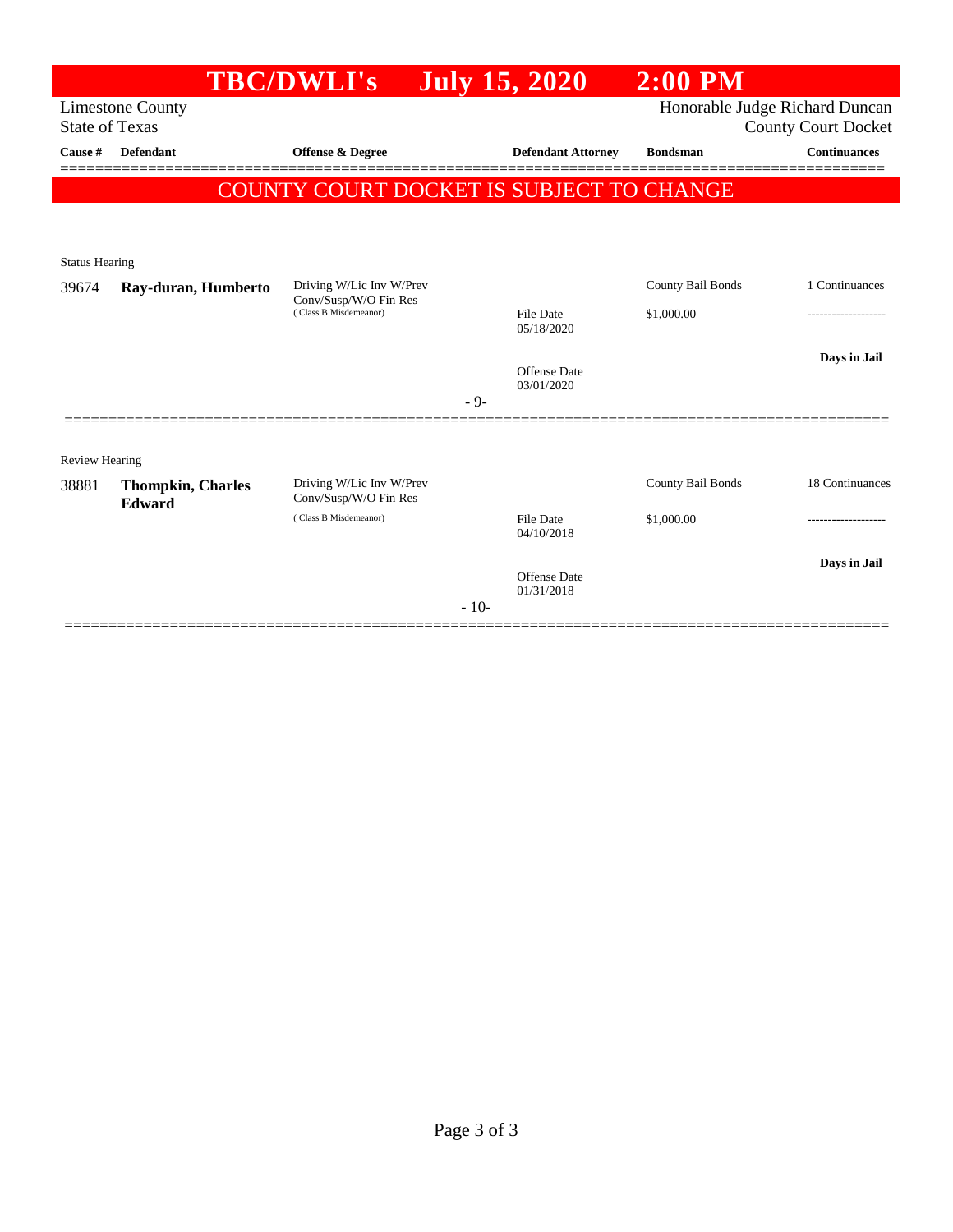# TBC/DWLI's July 15, 2020 2:00 PM

Limestone County
State of Texas

Honorable Judge Richard Duncan
County Court Docket

| Cause # | Defendant | Offense & Degree | Defendant Attorney | Bondsman | Continuances |
|---|---|---|---|---|---|

## COUNTY COURT DOCKET IS SUBJECT TO CHANGE

Status Hearing

| Cause # | Defendant | Offense & Degree | Defendant Attorney | Bondsman | Continuances |
|---|---|---|---|---|---|
| 39674 | **Ray-duran, Humberto** | Driving W/Lic Inv W/Prev Conv/Susp/W/O Fin Res (Class B Misdemeanor) | File Date 05/18/2020<br>Offense Date 03/01/2020 | County Bail Bonds<br>$1,000.00 | 1 Continuances<br>-------------------<br>**Days in Jail** |

- 9-

Review Hearing

| Cause # | Defendant | Offense & Degree | Defendant Attorney | Bondsman | Continuances |
|---|---|---|---|---|---|
| 38881 | **Thompkin, Charles Edward** | Driving W/Lic Inv W/Prev Conv/Susp/W/O Fin Res (Class B Misdemeanor) | File Date 04/10/2018<br>Offense Date 01/31/2018 | County Bail Bonds<br>$1,000.00 | 18 Continuances<br>-------------------<br>**Days in Jail** |

- 10-